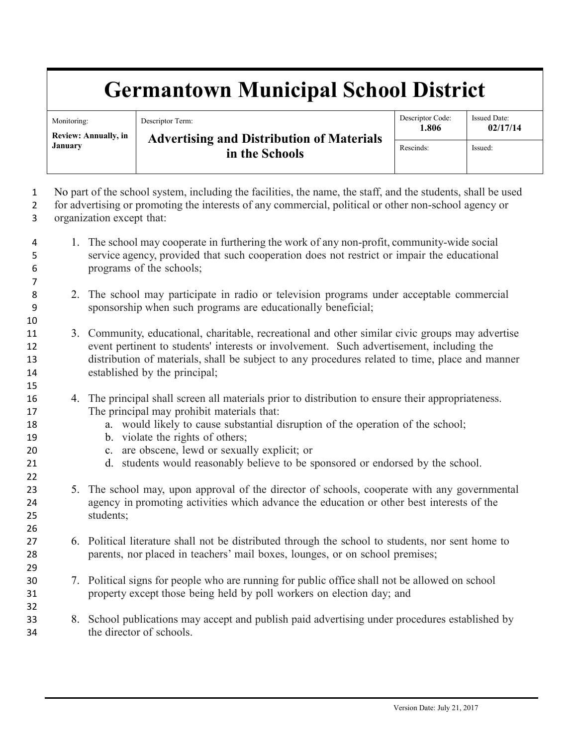# Germantown Municipal School District

| Monitoring: | Descriptor Term: | Descriptor Code: | Issued Date: |
|---|---|---|---|
| **Review: Annually, in January** | **Advertising and Distribution of Materials in the Schools** | **1.806** | **02/17/14** |
| | | Rescinds: | Issued: |

No part of the school system, including the facilities, the name, the staff, and the students, shall be used for advertising or promoting the interests of any commercial, political or other non-school agency or organization except that:

1. The school may cooperate in furthering the work of any non-profit, community-wide social service agency, provided that such cooperation does not restrict or impair the educational programs of the schools;

2. The school may participate in radio or television programs under acceptable commercial sponsorship when such programs are educationally beneficial;

3. Community, educational, charitable, recreational and other similar civic groups may advertise event pertinent to students' interests or involvement. Such advertisement, including the distribution of materials, shall be subject to any procedures related to time, place and manner established by the principal;

4. The principal shall screen all materials prior to distribution to ensure their appropriateness. The principal may prohibit materials that:
   a. would likely to cause substantial disruption of the operation of the school;
   b. violate the rights of others;
   c. are obscene, lewd or sexually explicit; or
   d. students would reasonably believe to be sponsored or endorsed by the school.

5. The school may, upon approval of the director of schools, cooperate with any governmental agency in promoting activities which advance the education or other best interests of the students;

6. Political literature shall not be distributed through the school to students, nor sent home to parents, nor placed in teachers' mail boxes, lounges, or on school premises;

7. Political signs for people who are running for public office shall not be allowed on school property except those being held by poll workers on election day; and

8. School publications may accept and publish paid advertising under procedures established by the director of schools.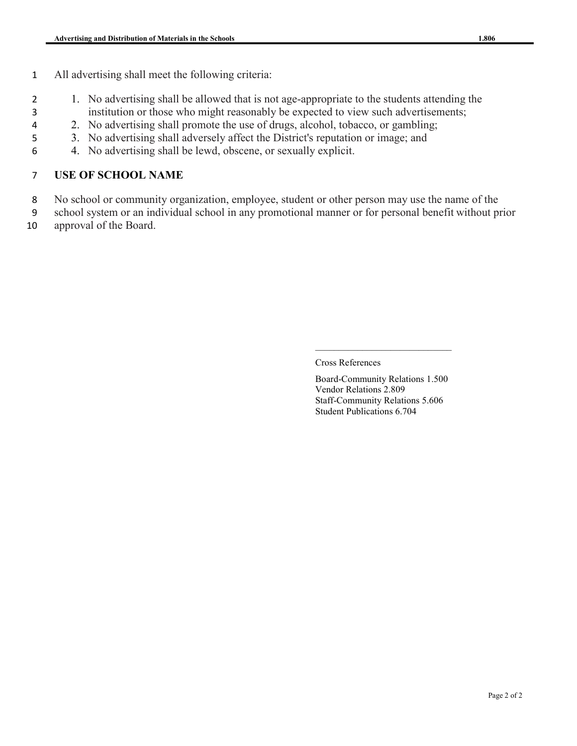All advertising shall meet the following criteria:

1. No advertising shall be allowed that is not age-appropriate to the students attending the institution or those who might reasonably be expected to view such advertisements;
2. No advertising shall promote the use of drugs, alcohol, tobacco, or gambling;
3. No advertising shall adversely affect the District's reputation or image; and
4. No advertising shall be lewd, obscene, or sexually explicit.

## USE OF SCHOOL NAME

No school or community organization, employee, student or other person may use the name of the school system or an individual school in any promotional manner or for personal benefit without prior approval of the Board.

---

Cross References

Board-Community Relations 1.500
Vendor Relations 2.809
Staff-Community Relations 5.606
Student Publications 6.704